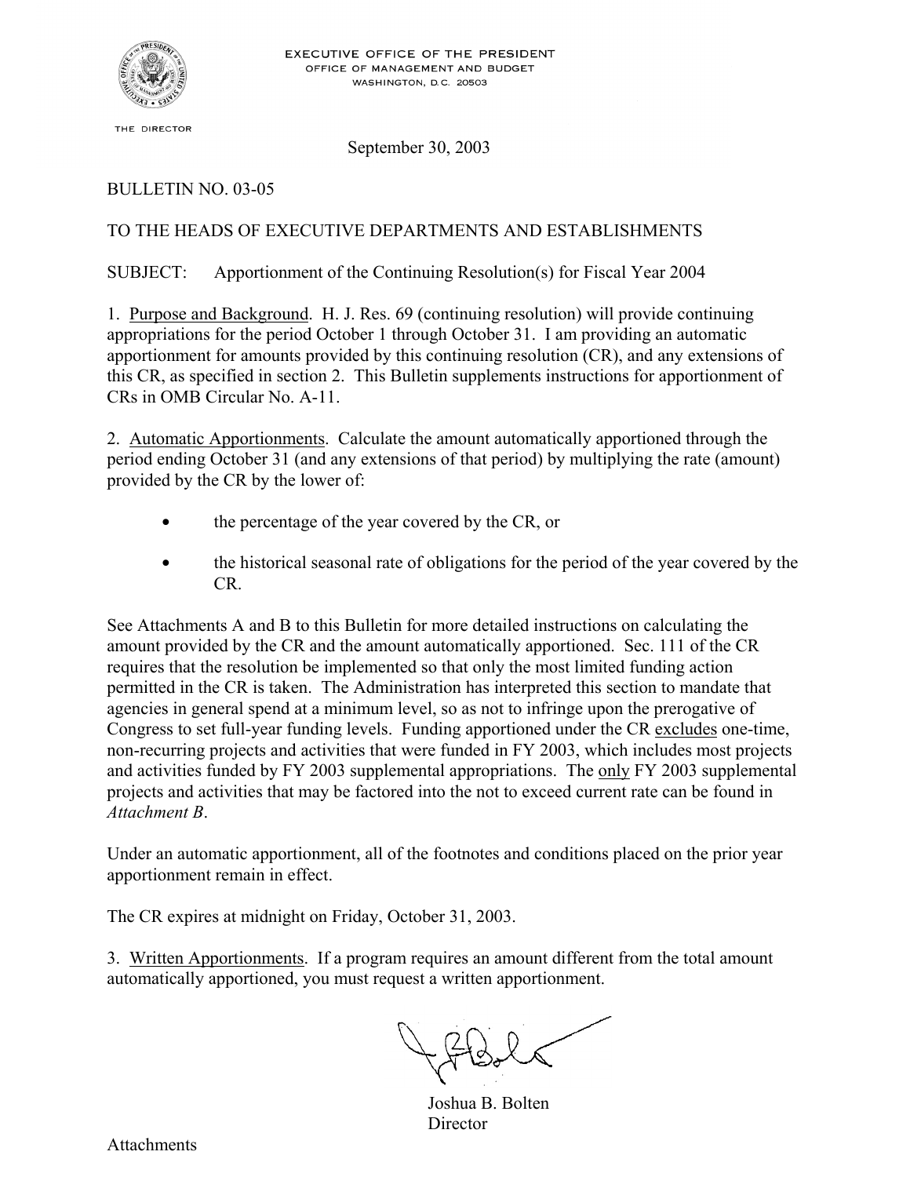EXECUTIVE OFFICE OF THE PRESIDENT
OFFICE OF MANAGEMENT AND BUDGET
WASHINGTON, D.C. 20503

THE DIRECTOR

September 30, 2003

BULLETIN NO. 03-05

TO THE HEADS OF EXECUTIVE DEPARTMENTS AND ESTABLISHMENTS

SUBJECT: Apportionment of the Continuing Resolution(s) for Fiscal Year 2004

1. Purpose and Background. H. J. Res. 69 (continuing resolution) will provide continuing appropriations for the period October 1 through October 31. I am providing an automatic apportionment for amounts provided by this continuing resolution (CR), and any extensions of this CR, as specified in section 2. This Bulletin supplements instructions for apportionment of CRs in OMB Circular No. A-11.

2. Automatic Apportionments. Calculate the amount automatically apportioned through the period ending October 31 (and any extensions of that period) by multiplying the rate (amount) provided by the CR by the lower of:

- the percentage of the year covered by the CR, or
- the historical seasonal rate of obligations for the period of the year covered by the CR.

See Attachments A and B to this Bulletin for more detailed instructions on calculating the amount provided by the CR and the amount automatically apportioned. Sec. 111 of the CR requires that the resolution be implemented so that only the most limited funding action permitted in the CR is taken. The Administration has interpreted this section to mandate that agencies in general spend at a minimum level, so as not to infringe upon the prerogative of Congress to set full-year funding levels. Funding apportioned under the CR excludes one-time, non-recurring projects and activities that were funded in FY 2003, which includes most projects and activities funded by FY 2003 supplemental appropriations. The only FY 2003 supplemental projects and activities that may be factored into the not to exceed current rate can be found in *Attachment B*.

Under an automatic apportionment, all of the footnotes and conditions placed on the prior year apportionment remain in effect.

The CR expires at midnight on Friday, October 31, 2003.

3. Written Apportionments. If a program requires an amount different from the total amount automatically apportioned, you must request a written apportionment.

Joshua B. Bolten
Director

Attachments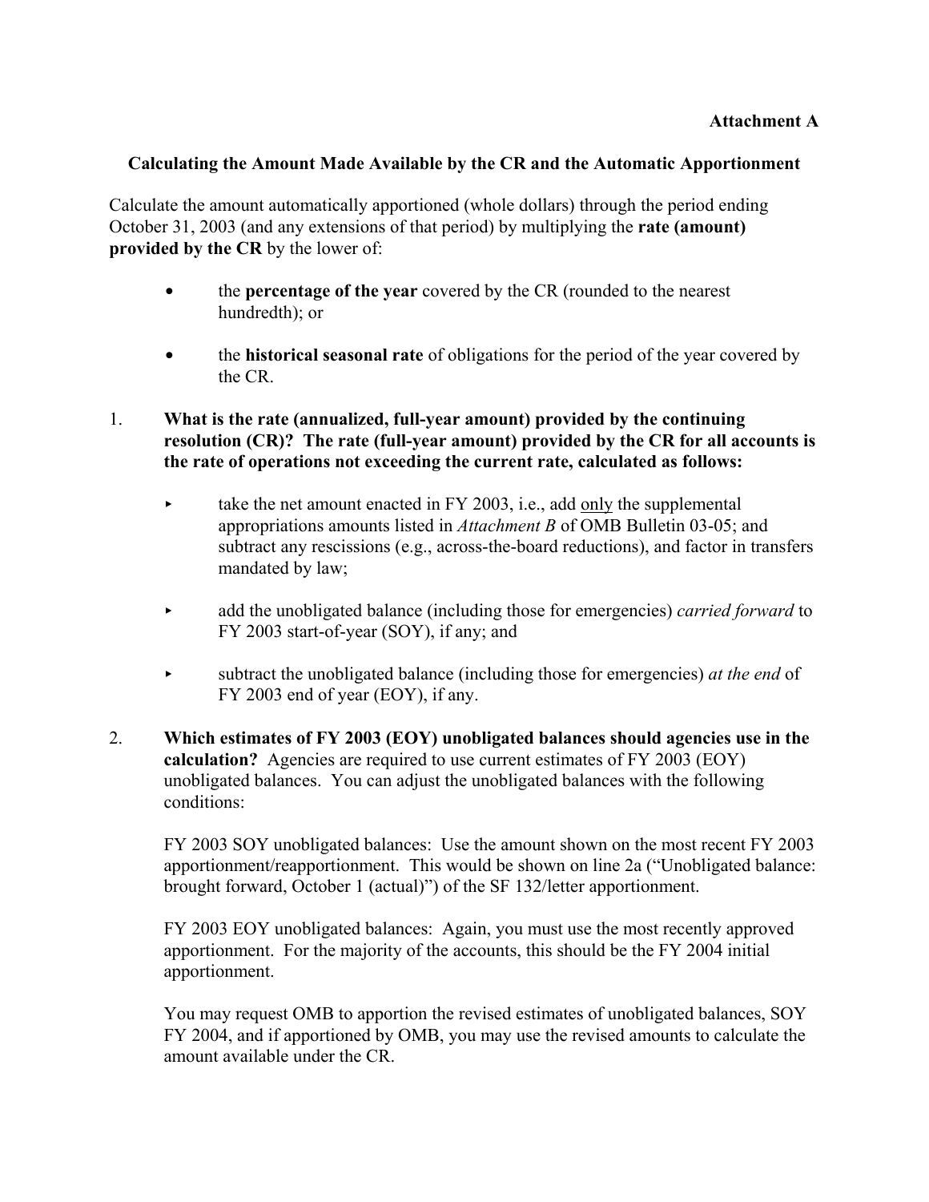**Attachment A**

**Calculating the Amount Made Available by the CR and the Automatic Apportionment**

Calculate the amount automatically apportioned (whole dollars) through the period ending October 31, 2003 (and any extensions of that period) by multiplying the **rate (amount) provided by the CR** by the lower of:

- the **percentage of the year** covered by the CR (rounded to the nearest hundredth); or
- the **historical seasonal rate** of obligations for the period of the year covered by the CR.

1. **What is the rate (annualized, full-year amount) provided by the continuing resolution (CR)? The rate (full-year amount) provided by the CR for all accounts is the rate of operations not exceeding the current rate, calculated as follows:**

   - take the net amount enacted in FY 2003, i.e., add <u>only</u> the supplemental appropriations amounts listed in *Attachment B* of OMB Bulletin 03-05; and subtract any rescissions (e.g., across-the-board reductions), and factor in transfers mandated by law;
   - add the unobligated balance (including those for emergencies) *carried forward* to FY 2003 start-of-year (SOY), if any; and
   - subtract the unobligated balance (including those for emergencies) *at the end* of FY 2003 end of year (EOY), if any.

2. **Which estimates of FY 2003 (EOY) unobligated balances should agencies use in the calculation?** Agencies are required to use current estimates of FY 2003 (EOY) unobligated balances. You can adjust the unobligated balances with the following conditions:

   FY 2003 SOY unobligated balances: Use the amount shown on the most recent FY 2003 apportionment/reapportionment. This would be shown on line 2a ("Unobligated balance: brought forward, October 1 (actual)") of the SF 132/letter apportionment.

   FY 2003 EOY unobligated balances: Again, you must use the most recently approved apportionment. For the majority of the accounts, this should be the FY 2004 initial apportionment.

   You may request OMB to apportion the revised estimates of unobligated balances, SOY FY 2004, and if apportioned by OMB, you may use the revised amounts to calculate the amount available under the CR.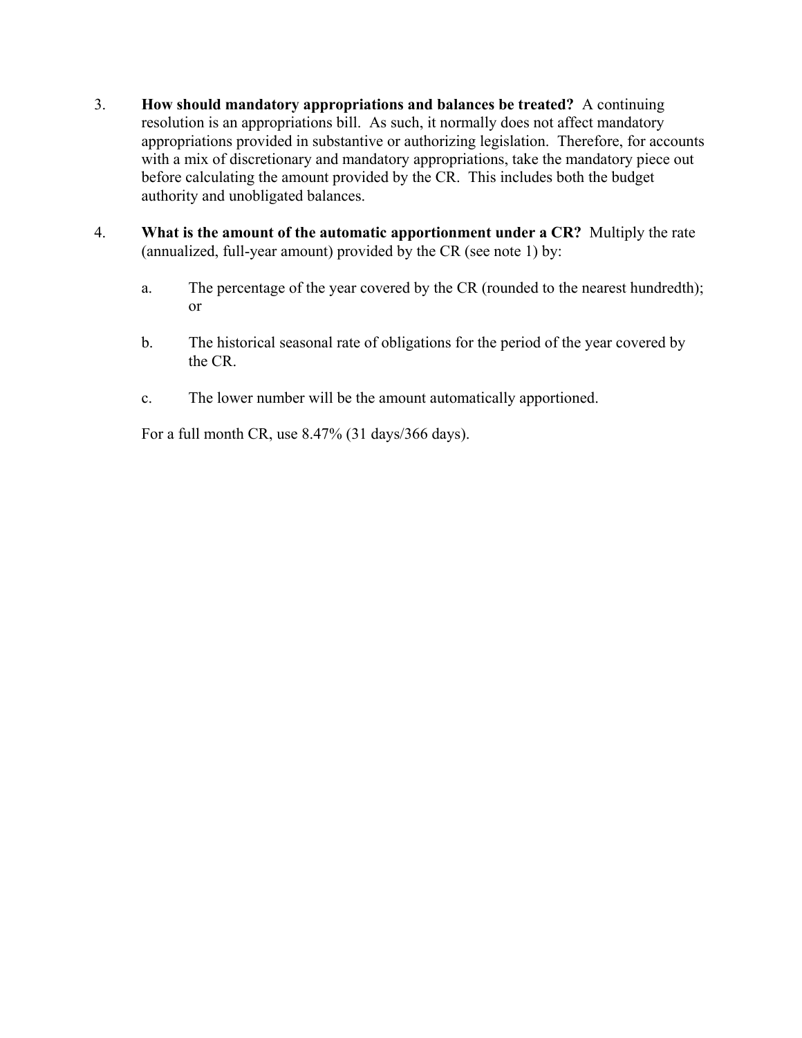3. **How should mandatory appropriations and balances be treated?** A continuing resolution is an appropriations bill. As such, it normally does not affect mandatory appropriations provided in substantive or authorizing legislation. Therefore, for accounts with a mix of discretionary and mandatory appropriations, take the mandatory piece out before calculating the amount provided by the CR. This includes both the budget authority and unobligated balances.

4. **What is the amount of the automatic apportionment under a CR?** Multiply the rate (annualized, full-year amount) provided by the CR (see note 1) by:

   a. The percentage of the year covered by the CR (rounded to the nearest hundredth); or

   b. The historical seasonal rate of obligations for the period of the year covered by the CR.

   c. The lower number will be the amount automatically apportioned.

   For a full month CR, use 8.47% (31 days/366 days).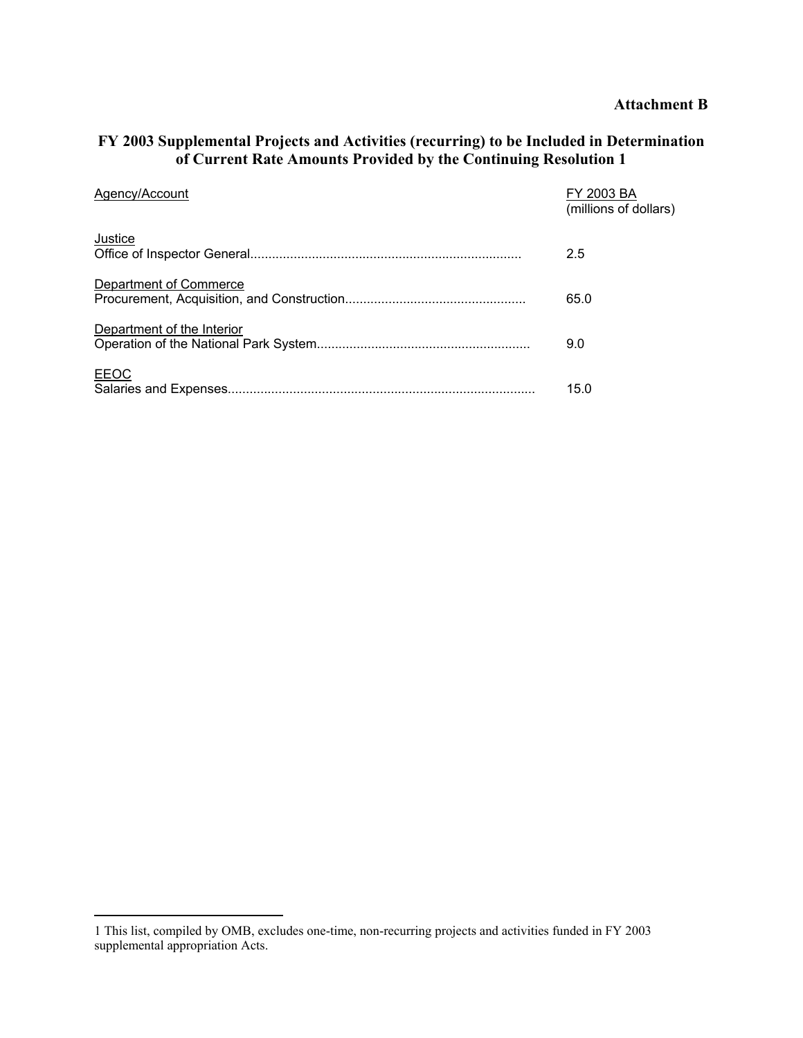**Attachment B**

## FY 2003 Supplemental Projects and Activities (recurring) to be Included in Determination of Current Rate Amounts Provided by the Continuing Resolution [1]

| Agency/Account | FY 2003 BA (millions of dollars) |
|---|---|
| **Justice** | |
| Office of Inspector General | 2.5 |
| **Department of Commerce** | |
| Procurement, Acquisition, and Construction | 65.0 |
| **Department of the Interior** | |
| Operation of the National Park System | 9.0 |
| **EEOC** | |
| Salaries and Expenses | 15.0 |

---

1 This list, compiled by OMB, excludes one-time, non-recurring projects and activities funded in FY 2003 supplemental appropriation Acts.